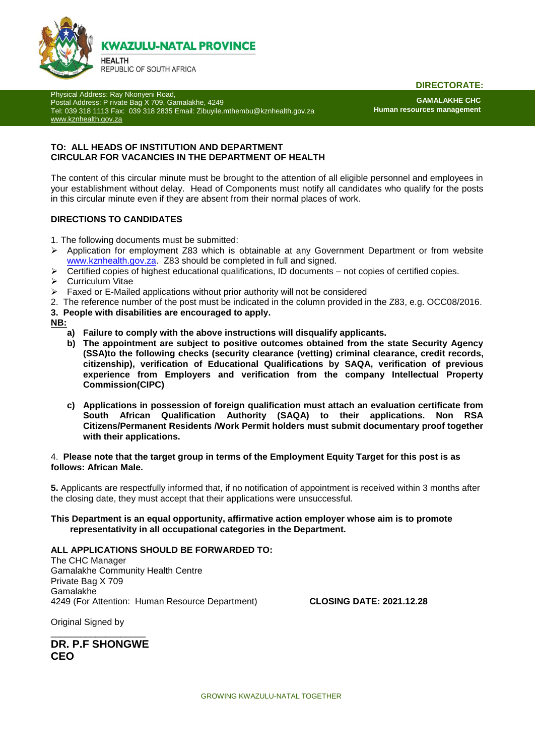**KWAZULU-NATAL PROVINCE**

**HEALTH**
REPUBLIC OF SOUTH AFRICA

**DIRECTORATE:**

Physical Address: Ray Nkonyeni Road,
Postal Address: P rivate Bag X 709, Gamalakhe, 4249
Tel: 039 318 1113 Fax: 039 318 2835 Email: Zibuyile.mthembu@kznhealth.gov.za
www.kznhealth.gov.za

**GAMALAKHE CHC**
**Human resources management**

**TO: ALL HEADS OF INSTITUTION AND DEPARTMENT**
**CIRCULAR FOR VACANCIES IN THE DEPARTMENT OF HEALTH**

The content of this circular minute must be brought to the attention of all eligible personnel and employees in your establishment without delay. Head of Components must notify all candidates who qualify for the posts in this circular minute even if they are absent from their normal places of work.

**DIRECTIONS TO CANDIDATES**

1. The following documents must be submitted:
   - Application for employment Z83 which is obtainable at any Government Department or from website www.kznhealth.gov.za. Z83 should be completed in full and signed.
   - Certified copies of highest educational qualifications, ID documents – not copies of certified copies.
   - Curriculum Vitae
   - Faxed or E-Mailed applications without prior authority will not be considered
2. The reference number of the post must be indicated in the column provided in the Z83, e.g. OCC08/2016.
3. **People with disabilities are encouraged to apply.**

**NB:**

a) **Failure to comply with the above instructions will disqualify applicants.**

b) **The appointment are subject to positive outcomes obtained from the state Security Agency (SSA)to the following checks (security clearance (vetting) criminal clearance, credit records, citizenship), verification of Educational Qualifications by SAQA, verification of previous experience from Employers and verification from the company Intellectual Property Commission(CIPC)**

c) **Applications in possession of foreign qualification must attach an evaluation certificate from South African Qualification Authority (SAQA) to their applications. Non RSA Citizens/Permanent Residents /Work Permit holders must submit documentary proof together with their applications.**

4. **Please note that the target group in terms of the Employment Equity Target for this post is as follows: African Male.**

**5.** Applicants are respectfully informed that, if no notification of appointment is received within 3 months after the closing date, they must accept that their applications were unsuccessful.

**This Department is an equal opportunity, affirmative action employer whose aim is to promote representativity in all occupational categories in the Department.**

**ALL APPLICATIONS SHOULD BE FORWARDED TO:**

The CHC Manager
Gamalakhe Community Health Centre
Private Bag X 709
Gamalakhe
4249 (For Attention: Human Resource Department)

**CLOSING DATE: 2021.12.28**

Original Signed by

___________________

**DR. P.F SHONGWE**
**CEO**

GROWING KWAZULU-NATAL TOGETHER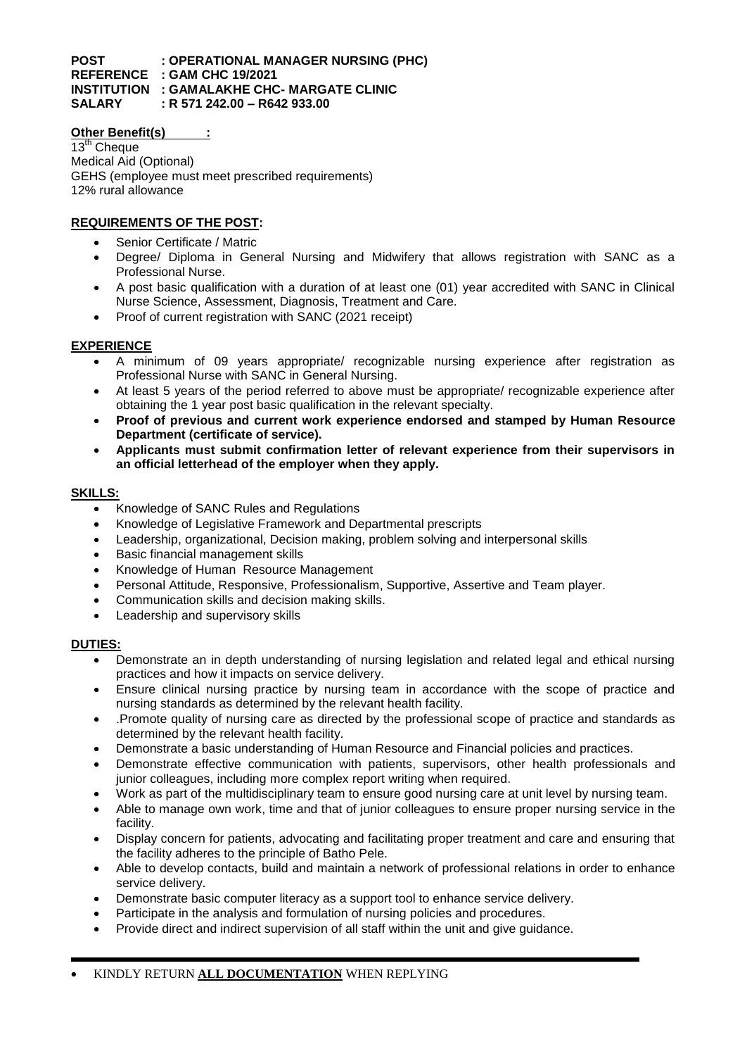**POST : OPERATIONAL MANAGER NURSING (PHC)**
**REFERENCE : GAM CHC 19/2021**
**INSTITUTION : GAMALAKHE CHC- MARGATE CLINIC**
**SALARY : R 571 242.00 – R642 933.00**

**Other Benefit(s) :**

13th Cheque
Medical Aid (Optional)
GEHS (employee must meet prescribed requirements)
12% rural allowance

**REQUIREMENTS OF THE POST:**

- Senior Certificate / Matric
- Degree/ Diploma in General Nursing and Midwifery that allows registration with SANC as a Professional Nurse.
- A post basic qualification with a duration of at least one (01) year accredited with SANC in Clinical Nurse Science, Assessment, Diagnosis, Treatment and Care.
- Proof of current registration with SANC (2021 receipt)

**EXPERIENCE**

- A minimum of 09 years appropriate/ recognizable nursing experience after registration as Professional Nurse with SANC in General Nursing.
- At least 5 years of the period referred to above must be appropriate/ recognizable experience after obtaining the 1 year post basic qualification in the relevant specialty.
- **Proof of previous and current work experience endorsed and stamped by Human Resource Department (certificate of service).**
- **Applicants must submit confirmation letter of relevant experience from their supervisors in an official letterhead of the employer when they apply.**

**SKILLS:**

- Knowledge of SANC Rules and Regulations
- Knowledge of Legislative Framework and Departmental prescripts
- Leadership, organizational, Decision making, problem solving and interpersonal skills
- Basic financial management skills
- Knowledge of Human Resource Management
- Personal Attitude, Responsive, Professionalism, Supportive, Assertive and Team player.
- Communication skills and decision making skills.
- Leadership and supervisory skills

**DUTIES:**

- Demonstrate an in depth understanding of nursing legislation and related legal and ethical nursing practices and how it impacts on service delivery.
- Ensure clinical nursing practice by nursing team in accordance with the scope of practice and nursing standards as determined by the relevant health facility.
- .Promote quality of nursing care as directed by the professional scope of practice and standards as determined by the relevant health facility.
- Demonstrate a basic understanding of Human Resource and Financial policies and practices.
- Demonstrate effective communication with patients, supervisors, other health professionals and junior colleagues, including more complex report writing when required.
- Work as part of the multidisciplinary team to ensure good nursing care at unit level by nursing team.
- Able to manage own work, time and that of junior colleagues to ensure proper nursing service in the facility.
- Display concern for patients, advocating and facilitating proper treatment and care and ensuring that the facility adheres to the principle of Batho Pele.
- Able to develop contacts, build and maintain a network of professional relations in order to enhance service delivery.
- Demonstrate basic computer literacy as a support tool to enhance service delivery.
- Participate in the analysis and formulation of nursing policies and procedures.
- Provide direct and indirect supervision of all staff within the unit and give guidance.

---

- KINDLY RETURN **ALL DOCUMENTATION** WHEN REPLYING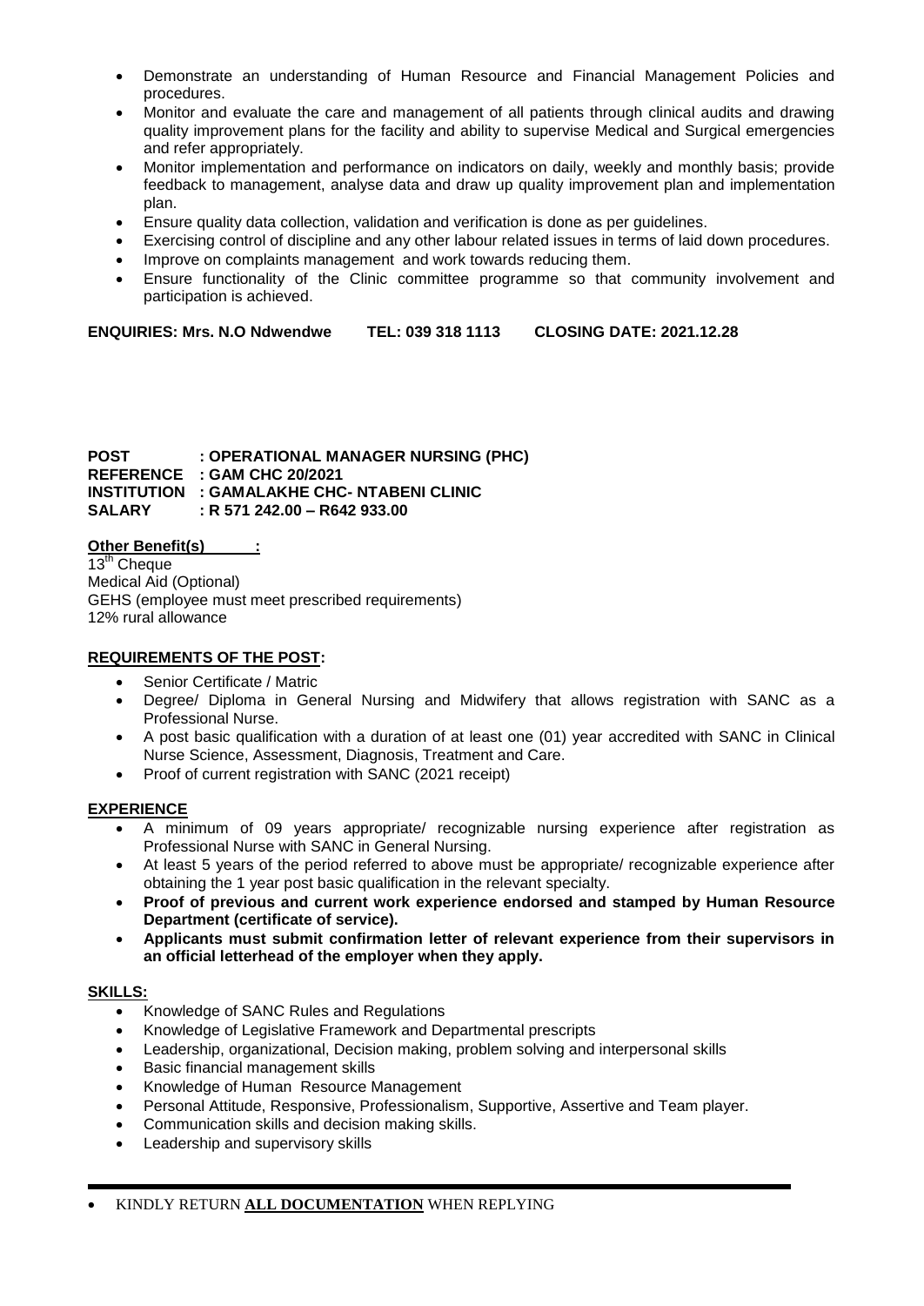- Demonstrate an understanding of Human Resource and Financial Management Policies and procedures.
- Monitor and evaluate the care and management of all patients through clinical audits and drawing quality improvement plans for the facility and ability to supervise Medical and Surgical emergencies and refer appropriately.
- Monitor implementation and performance on indicators on daily, weekly and monthly basis; provide feedback to management, analyse data and draw up quality improvement plan and implementation plan.
- Ensure quality data collection, validation and verification is done as per guidelines.
- Exercising control of discipline and any other labour related issues in terms of laid down procedures.
- Improve on complaints management and work towards reducing them.
- Ensure functionality of the Clinic committee programme so that community involvement and participation is achieved.

**ENQUIRIES: Mrs. N.O Ndwendwe TEL: 039 318 1113 CLOSING DATE: 2021.12.28**

**POST : OPERATIONAL MANAGER NURSING (PHC)**
**REFERENCE : GAM CHC 20/2021**
**INSTITUTION : GAMALAKHE CHC- NTABENI CLINIC**
**SALARY : R 571 242.00 – R642 933.00**

**Other Benefit(s) :**

13th Cheque
Medical Aid (Optional)
GEHS (employee must meet prescribed requirements)
12% rural allowance

**REQUIREMENTS OF THE POST:**

- Senior Certificate / Matric
- Degree/ Diploma in General Nursing and Midwifery that allows registration with SANC as a Professional Nurse.
- A post basic qualification with a duration of at least one (01) year accredited with SANC in Clinical Nurse Science, Assessment, Diagnosis, Treatment and Care.
- Proof of current registration with SANC (2021 receipt)

**EXPERIENCE**

- A minimum of 09 years appropriate/ recognizable nursing experience after registration as Professional Nurse with SANC in General Nursing.
- At least 5 years of the period referred to above must be appropriate/ recognizable experience after obtaining the 1 year post basic qualification in the relevant specialty.
- **Proof of previous and current work experience endorsed and stamped by Human Resource Department (certificate of service).**
- **Applicants must submit confirmation letter of relevant experience from their supervisors in an official letterhead of the employer when they apply.**

**SKILLS:**

- Knowledge of SANC Rules and Regulations
- Knowledge of Legislative Framework and Departmental prescripts
- Leadership, organizational, Decision making, problem solving and interpersonal skills
- Basic financial management skills
- Knowledge of Human Resource Management
- Personal Attitude, Responsive, Professionalism, Supportive, Assertive and Team player.
- Communication skills and decision making skills.
- Leadership and supervisory skills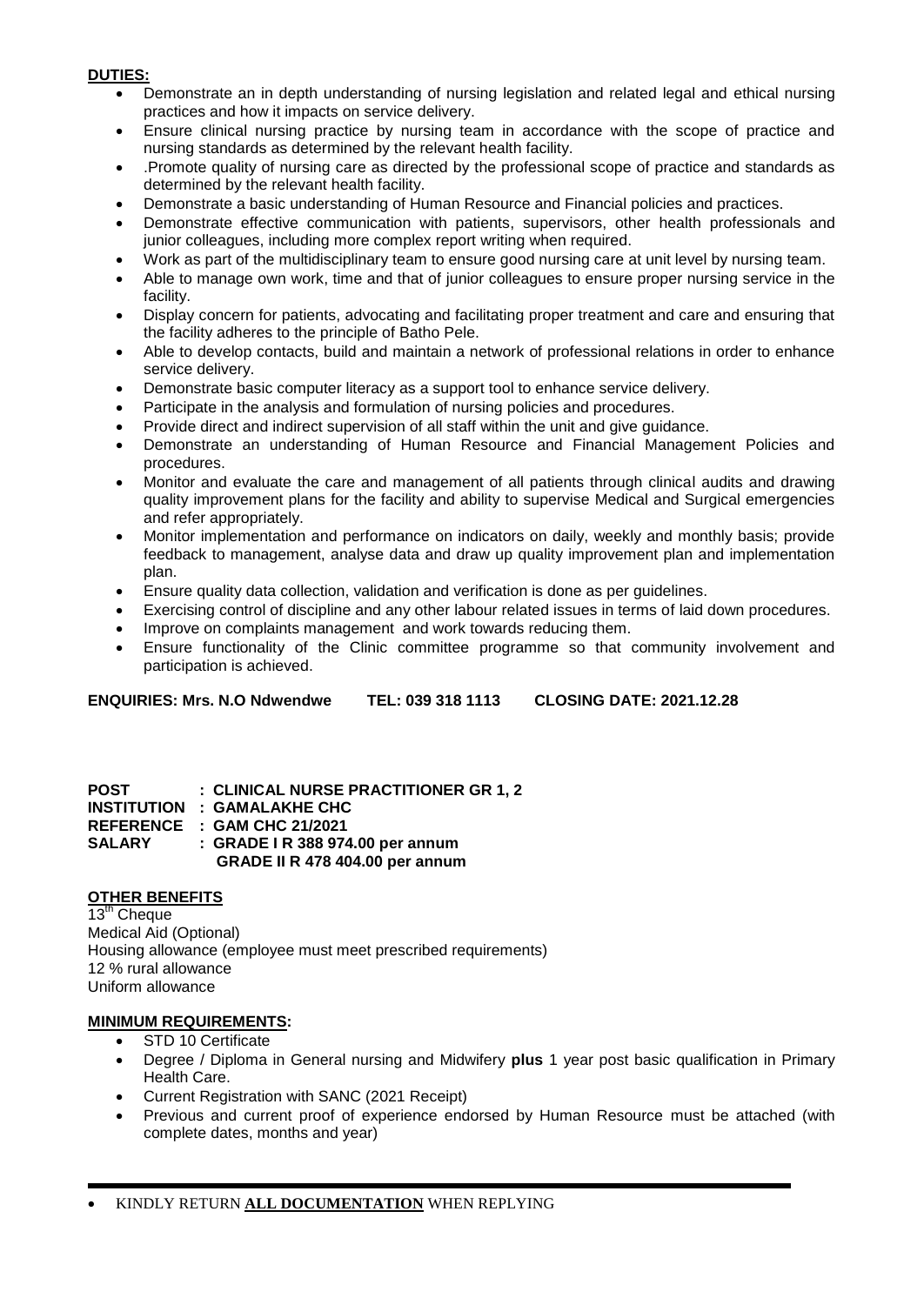**DUTIES:**

- Demonstrate an in depth understanding of nursing legislation and related legal and ethical nursing practices and how it impacts on service delivery.
- Ensure clinical nursing practice by nursing team in accordance with the scope of practice and nursing standards as determined by the relevant health facility.
- .Promote quality of nursing care as directed by the professional scope of practice and standards as determined by the relevant health facility.
- Demonstrate a basic understanding of Human Resource and Financial policies and practices.
- Demonstrate effective communication with patients, supervisors, other health professionals and junior colleagues, including more complex report writing when required.
- Work as part of the multidisciplinary team to ensure good nursing care at unit level by nursing team.
- Able to manage own work, time and that of junior colleagues to ensure proper nursing service in the facility.
- Display concern for patients, advocating and facilitating proper treatment and care and ensuring that the facility adheres to the principle of Batho Pele.
- Able to develop contacts, build and maintain a network of professional relations in order to enhance service delivery.
- Demonstrate basic computer literacy as a support tool to enhance service delivery.
- Participate in the analysis and formulation of nursing policies and procedures.
- Provide direct and indirect supervision of all staff within the unit and give guidance.
- Demonstrate an understanding of Human Resource and Financial Management Policies and procedures.
- Monitor and evaluate the care and management of all patients through clinical audits and drawing quality improvement plans for the facility and ability to supervise Medical and Surgical emergencies and refer appropriately.
- Monitor implementation and performance on indicators on daily, weekly and monthly basis; provide feedback to management, analyse data and draw up quality improvement plan and implementation plan.
- Ensure quality data collection, validation and verification is done as per guidelines.
- Exercising control of discipline and any other labour related issues in terms of laid down procedures.
- Improve on complaints management and work towards reducing them.
- Ensure functionality of the Clinic committee programme so that community involvement and participation is achieved.

**ENQUIRIES: Mrs. N.O Ndwendwe TEL: 039 318 1113 CLOSING DATE: 2021.12.28**

**POST : CLINICAL NURSE PRACTITIONER GR 1, 2**
**INSTITUTION : GAMALAKHE CHC**
**REFERENCE : GAM CHC 21/2021**
**SALARY : GRADE I R 388 974.00 per annum**
**GRADE II R 478 404.00 per annum**

**OTHER BENEFITS**

13th Cheque
Medical Aid (Optional)
Housing allowance (employee must meet prescribed requirements)
12 % rural allowance
Uniform allowance

**MINIMUM REQUIREMENTS:**

- STD 10 Certificate
- Degree / Diploma in General nursing and Midwifery **plus** 1 year post basic qualification in Primary Health Care.
- Current Registration with SANC (2021 Receipt)
- Previous and current proof of experience endorsed by Human Resource must be attached (with complete dates, months and year)

- KINDLY RETURN **ALL DOCUMENTATION** WHEN REPLYING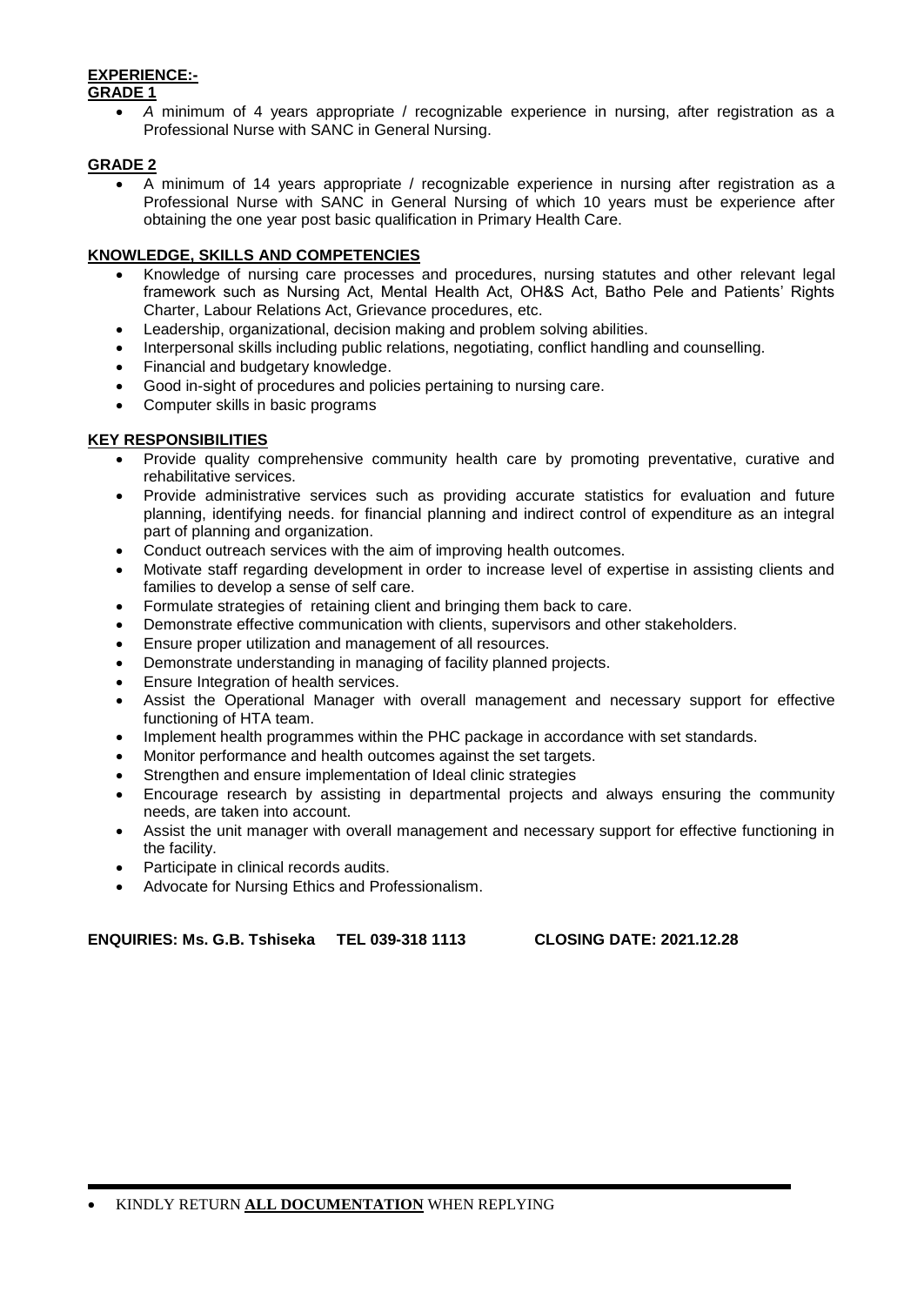**EXPERIENCE:-**

**GRADE 1**

- *A* minimum of 4 years appropriate / recognizable experience in nursing, after registration as a Professional Nurse with SANC in General Nursing.

**GRADE 2**

- A minimum of 14 years appropriate / recognizable experience in nursing after registration as a Professional Nurse with SANC in General Nursing of which 10 years must be experience after obtaining the one year post basic qualification in Primary Health Care.

**KNOWLEDGE, SKILLS AND COMPETENCIES**

- Knowledge of nursing care processes and procedures, nursing statutes and other relevant legal framework such as Nursing Act, Mental Health Act, OH&S Act, Batho Pele and Patients' Rights Charter, Labour Relations Act, Grievance procedures, etc.
- Leadership, organizational, decision making and problem solving abilities.
- Interpersonal skills including public relations, negotiating, conflict handling and counselling.
- Financial and budgetary knowledge.
- Good in-sight of procedures and policies pertaining to nursing care.
- Computer skills in basic programs

**KEY RESPONSIBILITIES**

- Provide quality comprehensive community health care by promoting preventative, curative and rehabilitative services.
- Provide administrative services such as providing accurate statistics for evaluation and future planning, identifying needs. for financial planning and indirect control of expenditure as an integral part of planning and organization.
- Conduct outreach services with the aim of improving health outcomes.
- Motivate staff regarding development in order to increase level of expertise in assisting clients and families to develop a sense of self care.
- Formulate strategies of retaining client and bringing them back to care.
- Demonstrate effective communication with clients, supervisors and other stakeholders.
- Ensure proper utilization and management of all resources.
- Demonstrate understanding in managing of facility planned projects.
- Ensure Integration of health services.
- Assist the Operational Manager with overall management and necessary support for effective functioning of HTA team.
- Implement health programmes within the PHC package in accordance with set standards.
- Monitor performance and health outcomes against the set targets.
- Strengthen and ensure implementation of Ideal clinic strategies
- Encourage research by assisting in departmental projects and always ensuring the community needs, are taken into account.
- Assist the unit manager with overall management and necessary support for effective functioning in the facility.
- Participate in clinical records audits.
- Advocate for Nursing Ethics and Professionalism.

**ENQUIRIES: Ms. G.B. Tshiseka TEL 039-318 1113 CLOSING DATE: 2021.12.28**

- KINDLY RETURN **ALL DOCUMENTATION** WHEN REPLYING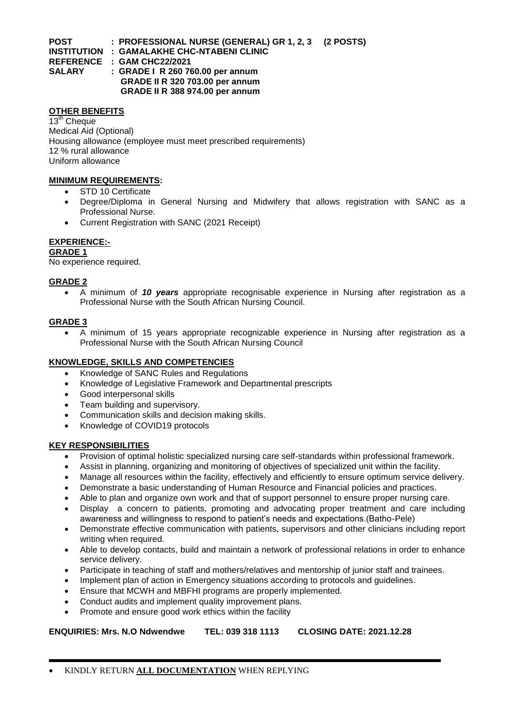**POST : PROFESSIONAL NURSE (GENERAL) GR 1, 2, 3 (2 POSTS)**
**INSTITUTION : GAMALAKHE CHC-NTABENI CLINIC**
**REFERENCE : GAM CHC22/2021**
**SALARY : GRADE I R 260 760.00 per annum**
**GRADE II R 320 703.00 per annum**
**GRADE II R 388 974.00 per annum**

## OTHER BENEFITS

13th Cheque
Medical Aid (Optional)
Housing allowance (employee must meet prescribed requirements)
12 % rural allowance
Uniform allowance

## MINIMUM REQUIREMENTS:

- STD 10 Certificate
- Degree/Diploma in General Nursing and Midwifery that allows registration with SANC as a Professional Nurse.
- Current Registration with SANC (2021 Receipt)

## EXPERIENCE:-

**GRADE 1**

No experience required.

**GRADE 2**

- A minimum of ***10 years*** appropriate recognisable experience in Nursing after registration as a Professional Nurse with the South African Nursing Council.

**GRADE 3**

- A minimum of 15 years appropriate recognizable experience in Nursing after registration as a Professional Nurse with the South African Nursing Council

## KNOWLEDGE, SKILLS AND COMPETENCIES

- Knowledge of SANC Rules and Regulations
- Knowledge of Legislative Framework and Departmental prescripts
- Good interpersonal skills
- Team building and supervisory.
- Communication skills and decision making skills.
- Knowledge of COVID19 protocols

## KEY RESPONSIBILITIES

- Provision of optimal holistic specialized nursing care self-standards within professional framework.
- Assist in planning, organizing and monitoring of objectives of specialized unit within the facility.
- Manage all resources within the facility, effectively and efficiently to ensure optimum service delivery.
- Demonstrate a basic understanding of Human Resource and Financial policies and practices.
- Able to plan and organize own work and that of support personnel to ensure proper nursing care.
- Display a concern to patients, promoting and advocating proper treatment and care including awareness and willingness to respond to patient's needs and expectations.(Batho-Pele)
- Demonstrate effective communication with patients, supervisors and other clinicians including report writing when required.
- Able to develop contacts, build and maintain a network of professional relations in order to enhance service delivery.
- Participate in teaching of staff and mothers/relatives and mentorship of junior staff and trainees.
- Implement plan of action in Emergency situations according to protocols and guidelines.
- Ensure that MCWH and MBFHI programs are properly implemented.
- Conduct audits and implement quality improvement plans.
- Promote and ensure good work ethics within the facility

**ENQUIRIES: Mrs. N.O Ndwendwe TEL: 039 318 1113 CLOSING DATE: 2021.12.28**

- KINDLY RETURN **ALL DOCUMENTATION** WHEN REPLYING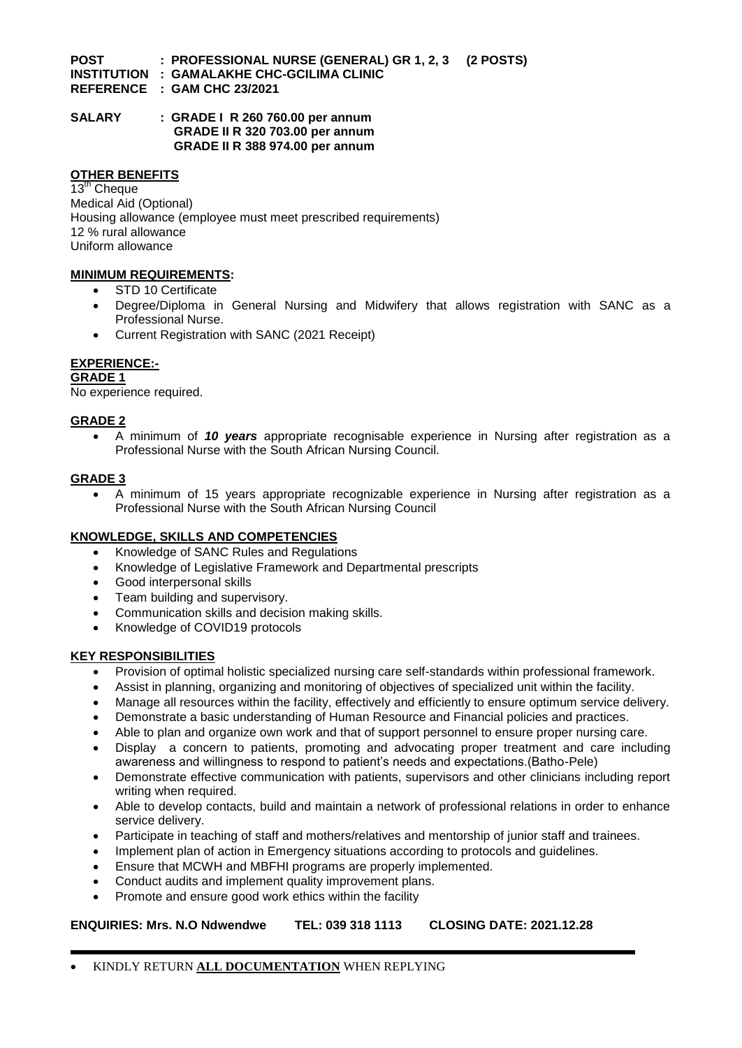**POST : PROFESSIONAL NURSE (GENERAL) GR 1, 2, 3 (2 POSTS)**
**INSTITUTION : GAMALAKHE CHC-GCILIMA CLINIC**
**REFERENCE : GAM CHC 23/2021**

**SALARY : GRADE I R 260 760.00 per annum**
**GRADE II R 320 703.00 per annum**
**GRADE II R 388 974.00 per annum**

## OTHER BENEFITS

13th Cheque
Medical Aid (Optional)
Housing allowance (employee must meet prescribed requirements)
12 % rural allowance
Uniform allowance

## MINIMUM REQUIREMENTS:

- STD 10 Certificate
- Degree/Diploma in General Nursing and Midwifery that allows registration with SANC as a Professional Nurse.
- Current Registration with SANC (2021 Receipt)

## EXPERIENCE:-

### GRADE 1

No experience required.

### GRADE 2

- A minimum of ***10 years*** appropriate recognisable experience in Nursing after registration as a Professional Nurse with the South African Nursing Council.

### GRADE 3

- A minimum of 15 years appropriate recognizable experience in Nursing after registration as a Professional Nurse with the South African Nursing Council

## KNOWLEDGE, SKILLS AND COMPETENCIES

- Knowledge of SANC Rules and Regulations
- Knowledge of Legislative Framework and Departmental prescripts
- Good interpersonal skills
- Team building and supervisory.
- Communication skills and decision making skills.
- Knowledge of COVID19 protocols

## KEY RESPONSIBILITIES

- Provision of optimal holistic specialized nursing care self-standards within professional framework.
- Assist in planning, organizing and monitoring of objectives of specialized unit within the facility.
- Manage all resources within the facility, effectively and efficiently to ensure optimum service delivery.
- Demonstrate a basic understanding of Human Resource and Financial policies and practices.
- Able to plan and organize own work and that of support personnel to ensure proper nursing care.
- Display a concern to patients, promoting and advocating proper treatment and care including awareness and willingness to respond to patient's needs and expectations.(Batho-Pele)
- Demonstrate effective communication with patients, supervisors and other clinicians including report writing when required.
- Able to develop contacts, build and maintain a network of professional relations in order to enhance service delivery.
- Participate in teaching of staff and mothers/relatives and mentorship of junior staff and trainees.
- Implement plan of action in Emergency situations according to protocols and guidelines.
- Ensure that MCWH and MBFHI programs are properly implemented.
- Conduct audits and implement quality improvement plans.
- Promote and ensure good work ethics within the facility

**ENQUIRIES: Mrs. N.O Ndwendwe TEL: 039 318 1113 CLOSING DATE: 2021.12.28**

---

- KINDLY RETURN **ALL DOCUMENTATION** WHEN REPLYING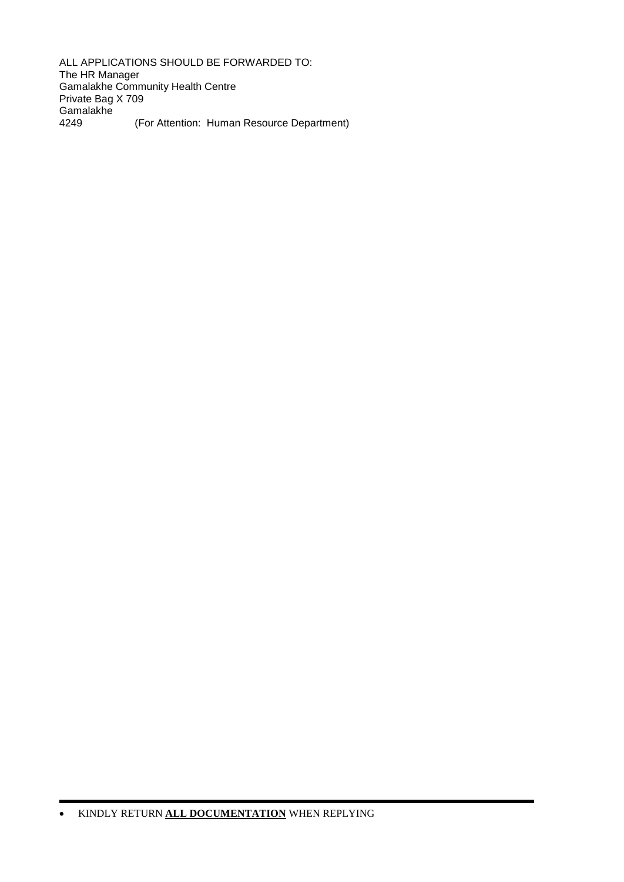ALL APPLICATIONS SHOULD BE FORWARDED TO:
The HR Manager
Gamalakhe Community Health Centre
Private Bag X 709
Gamalakhe
4249 (For Attention: Human Resource Department)

---

- KINDLY RETURN **ALL DOCUMENTATION** WHEN REPLYING